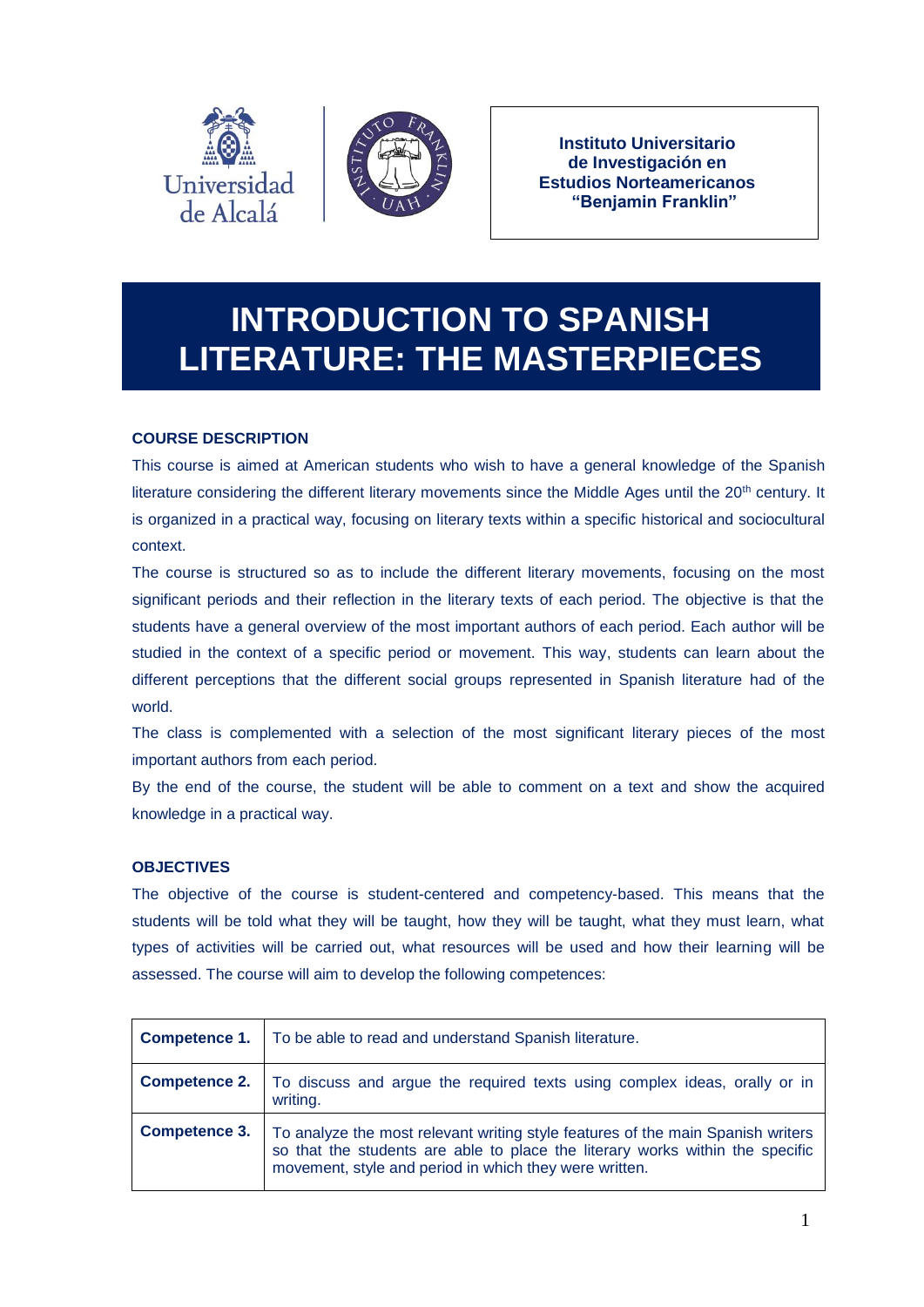**Instituto Universitario de Investigación en Estudios Norteamericanos "Benjamin Franklin"**

# INTRODUCTION TO SPANISH LITERATURE: THE MASTERPIECES

## COURSE DESCRIPTION

This course is aimed at American students who wish to have a general knowledge of the Spanish literature considering the different literary movements since the Middle Ages until the 20th century. It is organized in a practical way, focusing on literary texts within a specific historical and sociocultural context.

The course is structured so as to include the different literary movements, focusing on the most significant periods and their reflection in the literary texts of each period. The objective is that the students have a general overview of the most important authors of each period. Each author will be studied in the context of a specific period or movement. This way, students can learn about the different perceptions that the different social groups represented in Spanish literature had of the world.

The class is complemented with a selection of the most significant literary pieces of the most important authors from each period.

By the end of the course, the student will be able to comment on a text and show the acquired knowledge in a practical way.

## OBJECTIVES

The objective of the course is student-centered and competency-based. This means that the students will be told what they will be taught, how they will be taught, what they must learn, what types of activities will be carried out, what resources will be used and how their learning will be assessed. The course will aim to develop the following competences:

| | |
|---|---|
| **Competence 1.** | To be able to read and understand Spanish literature. |
| **Competence 2.** | To discuss and argue the required texts using complex ideas, orally or in writing. |
| **Competence 3.** | To analyze the most relevant writing style features of the main Spanish writers so that the students are able to place the literary works within the specific movement, style and period in which they were written. |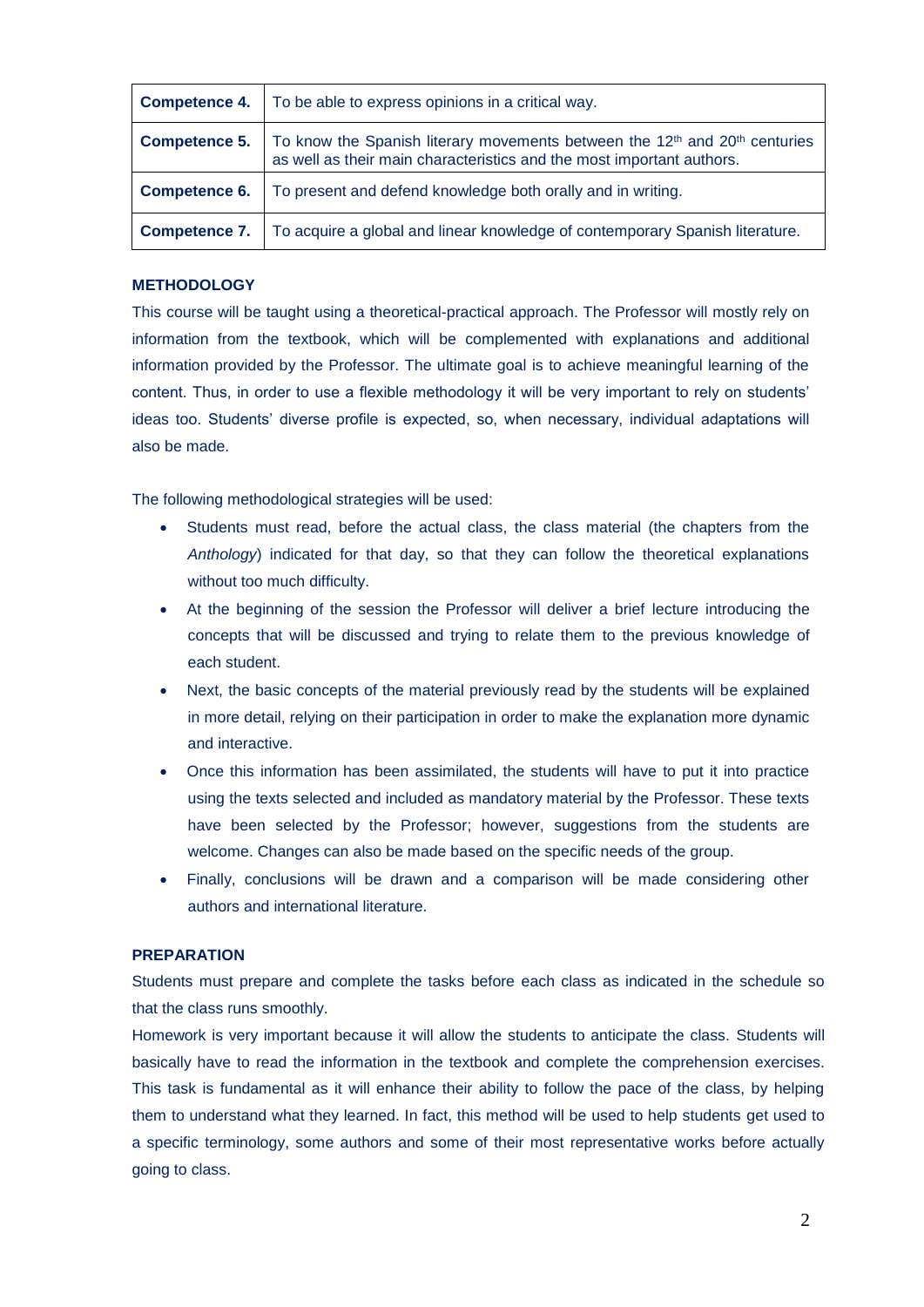| Competence | Description |
| --- | --- |
| **Competence 4.** | To be able to express opinions in a critical way. |
| **Competence 5.** | To know the Spanish literary movements between the 12th and 20th centuries as well as their main characteristics and the most important authors. |
| **Competence 6.** | To present and defend knowledge both orally and in writing. |
| **Competence 7.** | To acquire a global and linear knowledge of contemporary Spanish literature. |

**METHODOLOGY**

This course will be taught using a theoretical-practical approach. The Professor will mostly rely on information from the textbook, which will be complemented with explanations and additional information provided by the Professor. The ultimate goal is to achieve meaningful learning of the content. Thus, in order to use a flexible methodology it will be very important to rely on students' ideas too. Students' diverse profile is expected, so, when necessary, individual adaptations will also be made.

The following methodological strategies will be used:

- Students must read, before the actual class, the class material (the chapters from the *Anthology*) indicated for that day, so that they can follow the theoretical explanations without too much difficulty.
- At the beginning of the session the Professor will deliver a brief lecture introducing the concepts that will be discussed and trying to relate them to the previous knowledge of each student.
- Next, the basic concepts of the material previously read by the students will be explained in more detail, relying on their participation in order to make the explanation more dynamic and interactive.
- Once this information has been assimilated, the students will have to put it into practice using the texts selected and included as mandatory material by the Professor. These texts have been selected by the Professor; however, suggestions from the students are welcome. Changes can also be made based on the specific needs of the group.
- Finally, conclusions will be drawn and a comparison will be made considering other authors and international literature.

**PREPARATION**

Students must prepare and complete the tasks before each class as indicated in the schedule so that the class runs smoothly.

Homework is very important because it will allow the students to anticipate the class. Students will basically have to read the information in the textbook and complete the comprehension exercises. This task is fundamental as it will enhance their ability to follow the pace of the class, by helping them to understand what they learned. In fact, this method will be used to help students get used to a specific terminology, some authors and some of their most representative works before actually going to class.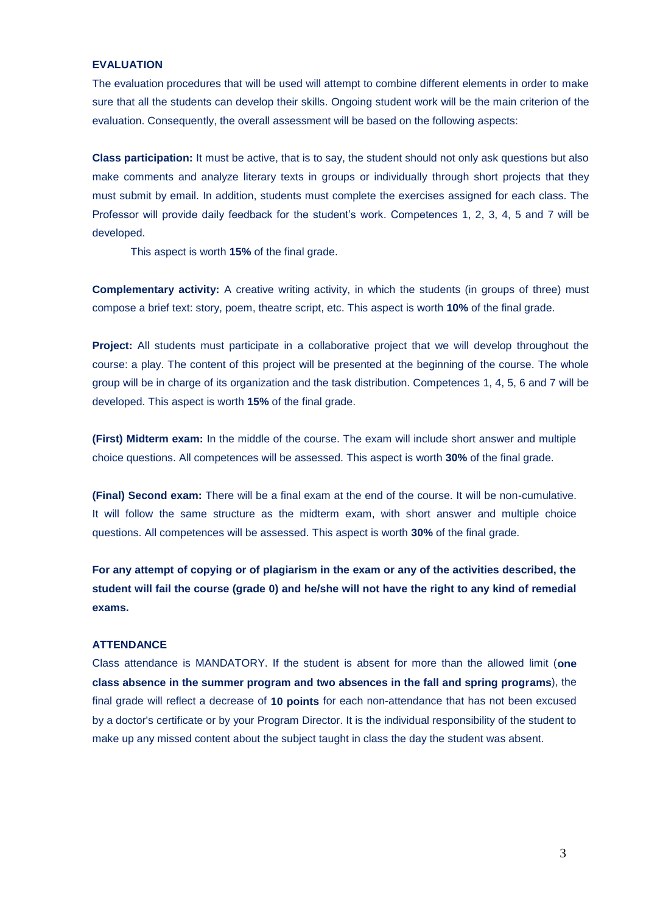## EVALUATION

The evaluation procedures that will be used will attempt to combine different elements in order to make sure that all the students can develop their skills. Ongoing student work will be the main criterion of the evaluation. Consequently, the overall assessment will be based on the following aspects:

**Class participation:** It must be active, that is to say, the student should not only ask questions but also make comments and analyze literary texts in groups or individually through short projects that they must submit by email. In addition, students must complete the exercises assigned for each class. The Professor will provide daily feedback for the student's work. Competences 1, 2, 3, 4, 5 and 7 will be developed.

This aspect is worth **15%** of the final grade.

**Complementary activity:** A creative writing activity, in which the students (in groups of three) must compose a brief text: story, poem, theatre script, etc. This aspect is worth **10%** of the final grade.

**Project:** All students must participate in a collaborative project that we will develop throughout the course: a play. The content of this project will be presented at the beginning of the course. The whole group will be in charge of its organization and the task distribution. Competences 1, 4, 5, 6 and 7 will be developed. This aspect is worth **15%** of the final grade.

**(First) Midterm exam:** In the middle of the course. The exam will include short answer and multiple choice questions. All competences will be assessed. This aspect is worth **30%** of the final grade.

**(Final) Second exam:** There will be a final exam at the end of the course. It will be non-cumulative. It will follow the same structure as the midterm exam, with short answer and multiple choice questions. All competences will be assessed. This aspect is worth **30%** of the final grade.

**For any attempt of copying or of plagiarism in the exam or any of the activities described, the student will fail the course (grade 0) and he/she will not have the right to any kind of remedial exams.**

## ATTENDANCE

Class attendance is MANDATORY. If the student is absent for more than the allowed limit (**one class absence in the summer program and two absences in the fall and spring programs**), the final grade will reflect a decrease of **10 points** for each non-attendance that has not been excused by a doctor's certificate or by your Program Director. It is the individual responsibility of the student to make up any missed content about the subject taught in class the day the student was absent.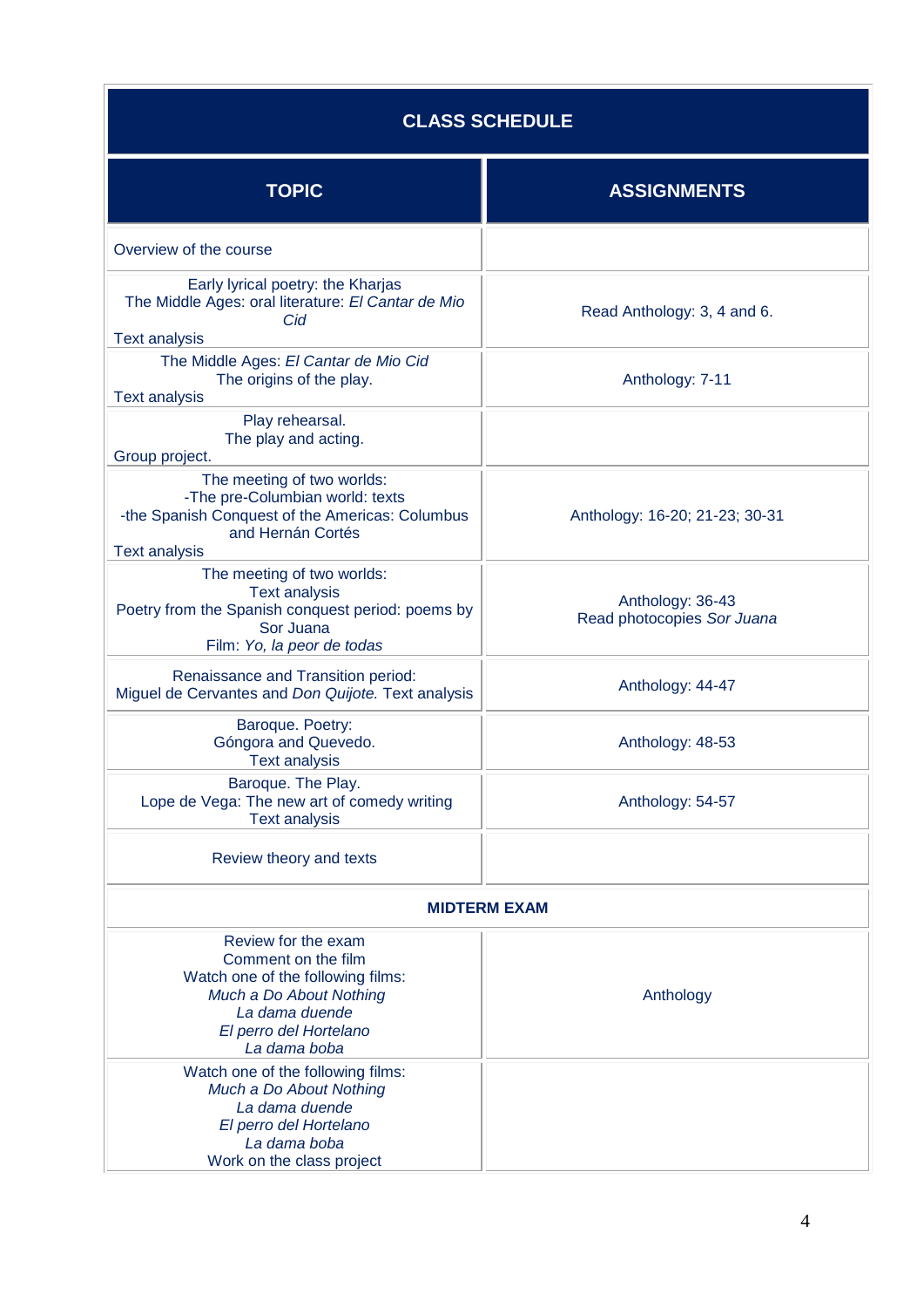| CLASS SCHEDULE | |
|---|---|
| **TOPIC** | **ASSIGNMENTS** |
| Overview of the course | |
| Early lyrical poetry: the Kharjas<br>The Middle Ages: oral literature: *El Cantar de Mio Cid*<br>Text analysis | Read Anthology: 3, 4 and 6. |
| The Middle Ages: *El Cantar de Mio Cid*<br>The origins of the play.<br>Text analysis | Anthology: 7-11 |
| Play rehearsal.<br>The play and acting.<br>Group project. | |
| The meeting of two worlds:<br>-The pre-Columbian world: texts<br>-the Spanish Conquest of the Americas: Columbus and Hernán Cortés<br>Text analysis | Anthology: 16-20; 21-23; 30-31 |
| The meeting of two worlds:<br>Text analysis<br>Poetry from the Spanish conquest period: poems by Sor Juana<br>Film: *Yo, la peor de todas* | Anthology: 36-43<br>Read photocopies *Sor Juana* |
| Renaissance and Transition period:<br>Miguel de Cervantes and *Don Quijote.* Text analysis | Anthology: 44-47 |
| Baroque. Poetry:<br>Góngora and Quevedo.<br>Text analysis | Anthology: 48-53 |
| Baroque. The Play.<br>Lope de Vega: The new art of comedy writing<br>Text analysis | Anthology: 54-57 |
| Review theory and texts | |
| **MIDTERM EXAM** | |
| Review for the exam<br>Comment on the film<br>Watch one of the following films:<br>*Much a Do About Nothing*<br>*La dama duende*<br>*El perro del Hortelano*<br>*La dama boba* | Anthology |
| Watch one of the following films:<br>*Much a Do About Nothing*<br>*La dama duende*<br>*El perro del Hortelano*<br>*La dama boba*<br>Work on the class project | |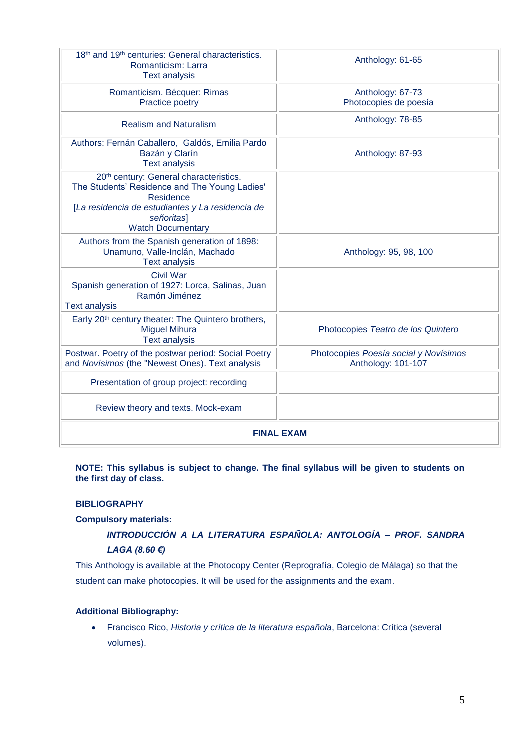| | |
|---|---|
| 18th and 19th centuries: General characteristics. Romanticism: Larra Text analysis | Anthology: 61-65 |
| Romanticism. Bécquer: Rimas Practice poetry | Anthology: 67-73 Photocopies de poesía |
| Realism and Naturalism | Anthology: 78-85 |
| Authors: Fernán Caballero, Galdós, Emilia Pardo Bazán y Clarín Text analysis | Anthology: 87-93 |
| 20th century: General characteristics. The Students' Residence and The Young Ladies' Residence [*La residencia de estudiantes y La residencia de señoritas*] Watch Documentary | |
| Authors from the Spanish generation of 1898: Unamuno, Valle-Inclán, Machado Text analysis | Anthology: 95, 98, 100 |
| Civil War Spanish generation of 1927: Lorca, Salinas, Juan Ramón Jiménez Text analysis | |
| Early 20th century theater: The Quintero brothers, Miguel Mihura Text analysis | Photocopies *Teatro de los Quintero* |
| Postwar. Poetry of the postwar period: Social Poetry and *Novísimos* (the "Newest Ones). Text analysis | Photocopies *Poesía social y Novísimos* Anthology: 101-107 |
| Presentation of group project: recording | |
| Review theory and texts. Mock-exam | |
| **FINAL EXAM** | |

**NOTE: This syllabus is subject to change. The final syllabus will be given to students on the first day of class.**

**BIBLIOGRAPHY**

**Compulsory materials:**

***INTRODUCCIÓN A LA LITERATURA ESPAÑOLA: ANTOLOGÍA – PROF. SANDRA LAGA (8.60 €)***

This Anthology is available at the Photocopy Center (Reprografía, Colegio de Málaga) so that the student can make photocopies. It will be used for the assignments and the exam.

**Additional Bibliography:**

- Francisco Rico, *Historia y crítica de la literatura española*, Barcelona: Crítica (several volumes).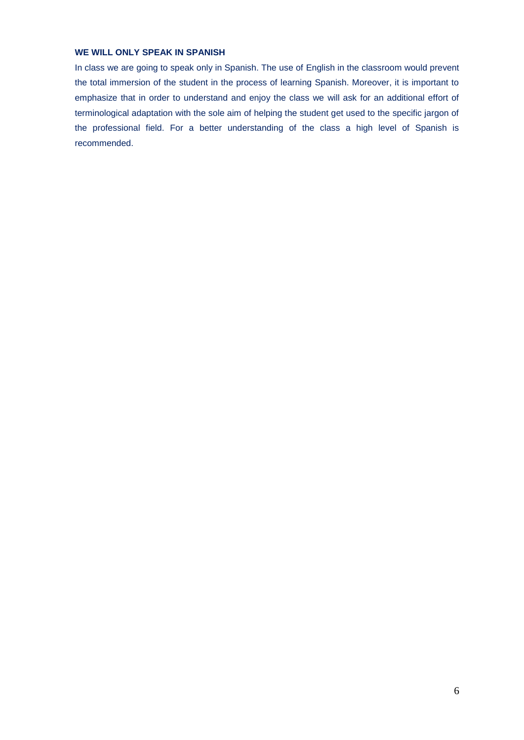**WE WILL ONLY SPEAK IN SPANISH**

In class we are going to speak only in Spanish. The use of English in the classroom would prevent the total immersion of the student in the process of learning Spanish. Moreover, it is important to emphasize that in order to understand and enjoy the class we will ask for an additional effort of terminological adaptation with the sole aim of helping the student get used to the specific jargon of the professional field. For a better understanding of the class a high level of Spanish is recommended.